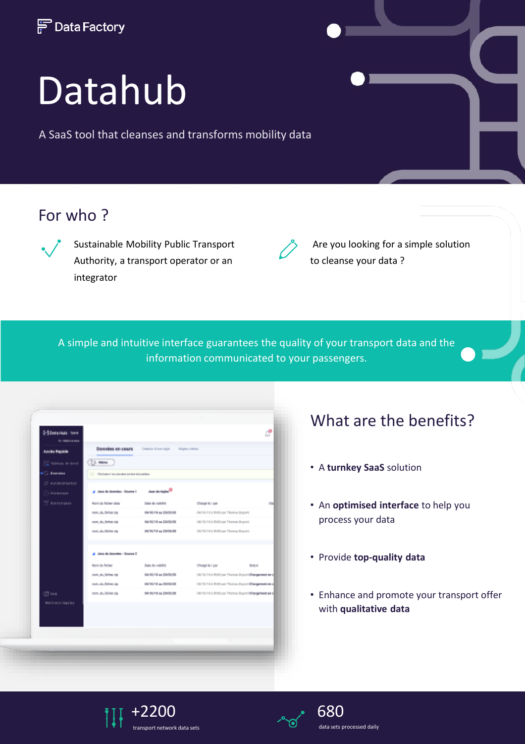Data Factory

# Datahub

A SaaS tool that cleanses and transforms mobility data

## For who ?

Sustainable Mobility Public Transport Authority, a transport operator or an integrator

Are you looking for a simple solution to cleanse your data ?

A simple and intuitive interface guarantees the quality of your transport data and the information communicated to your passengers.

## What are the benefits?

- A **turnkey SaaS** solution
- An **optimised interface** to help you process your data
- Provide **top-quality data**
- Enhance and promote your transport offer with **qualitative data**

**+2200** transport network data sets

**680** data sets processed daily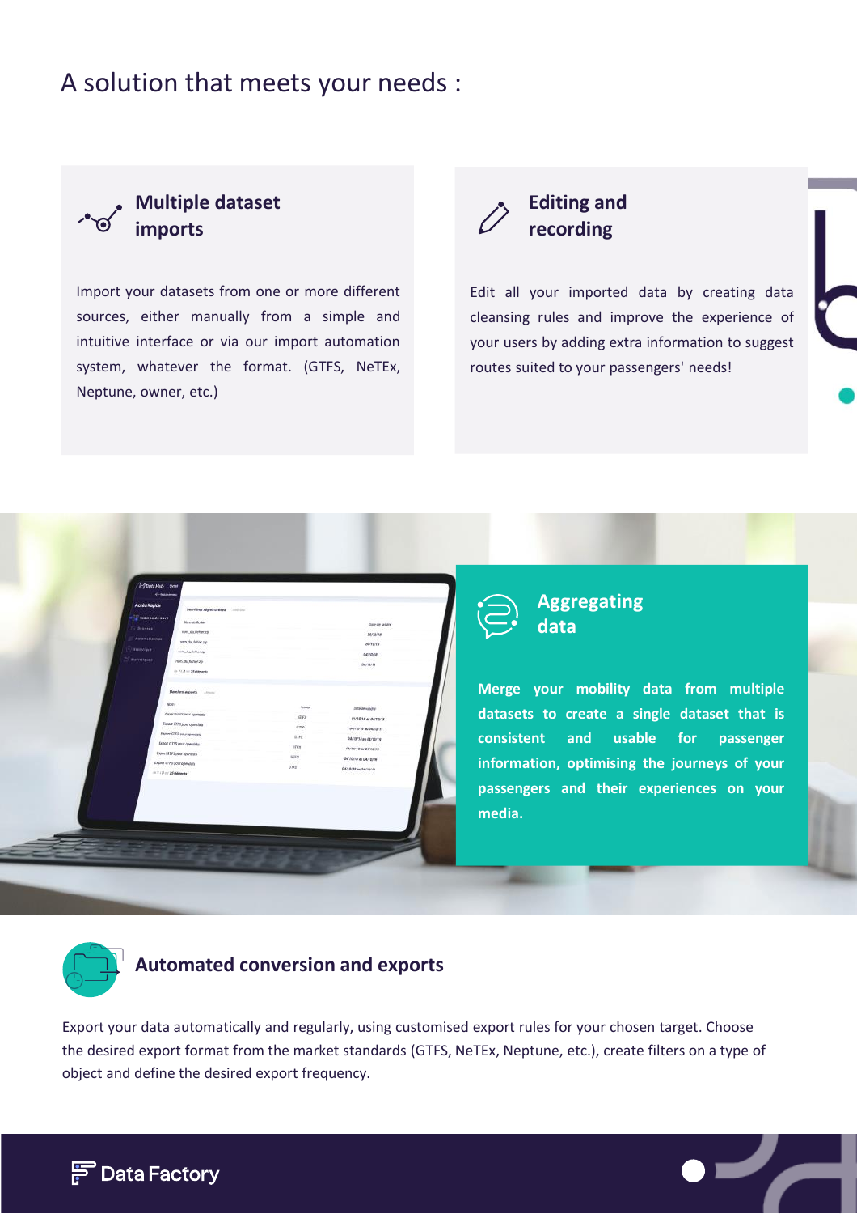# A solution that meets your needs :

## Multiple dataset imports

Import your datasets from one or more different sources, either manually from a simple and intuitive interface or via our import automation system, whatever the format. (GTFS, NeTEx, Neptune, owner, etc.)

## Editing and recording

Edit all your imported data by creating data cleansing rules and improve the experience of your users by adding extra information to suggest routes suited to your passengers' needs!

## Aggregating data

**Merge your mobility data from multiple datasets to create a single dataset that is consistent and usable for passenger information, optimising the journeys of your passengers and their experiences on your media.**

## Automated conversion and exports

Export your data automatically and regularly, using customised export rules for your chosen target. Choose the desired export format from the market standards (GTFS, NeTEx, Neptune, etc.), create filters on a type of object and define the desired export frequency.

Data Factory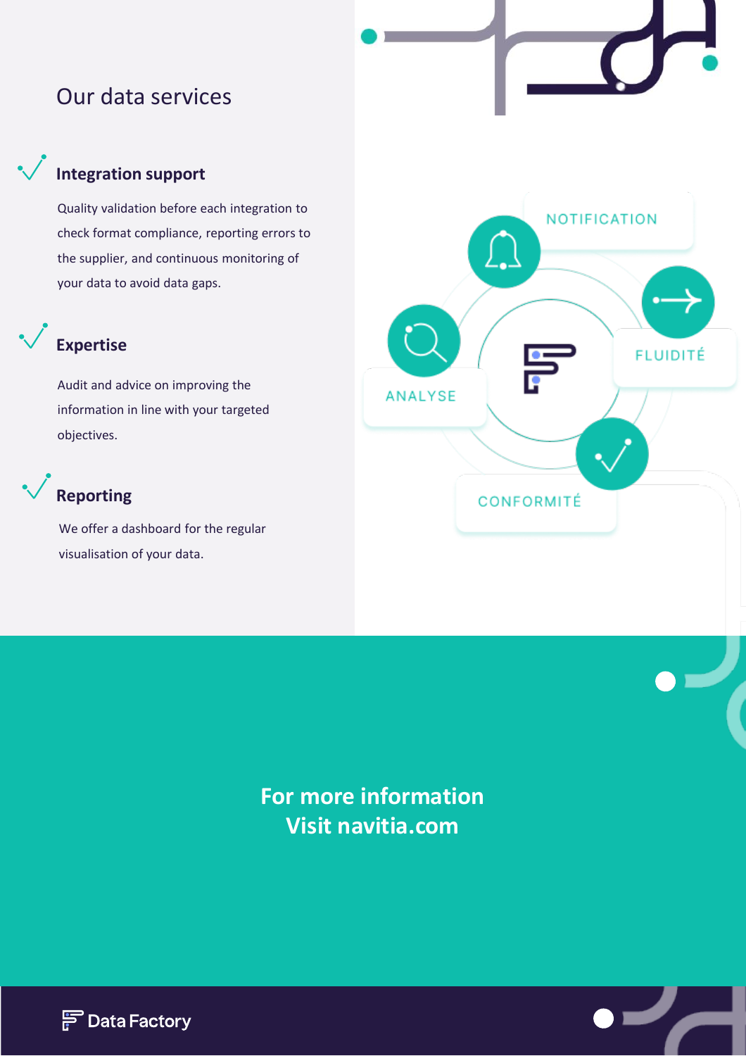# Our data services

## Integration support

Quality validation before each integration to check format compliance, reporting errors to the supplier, and continuous monitoring of your data to avoid data gaps.

## Expertise

Audit and advice on improving the information in line with your targeted objectives.

## Reporting

We offer a dashboard for the regular visualisation of your data.

NOTIFICATION

FLUIDITÉ

ANALYSE

CONFORMITÉ

**For more information**
**Visit navitia.com**

Data Factory